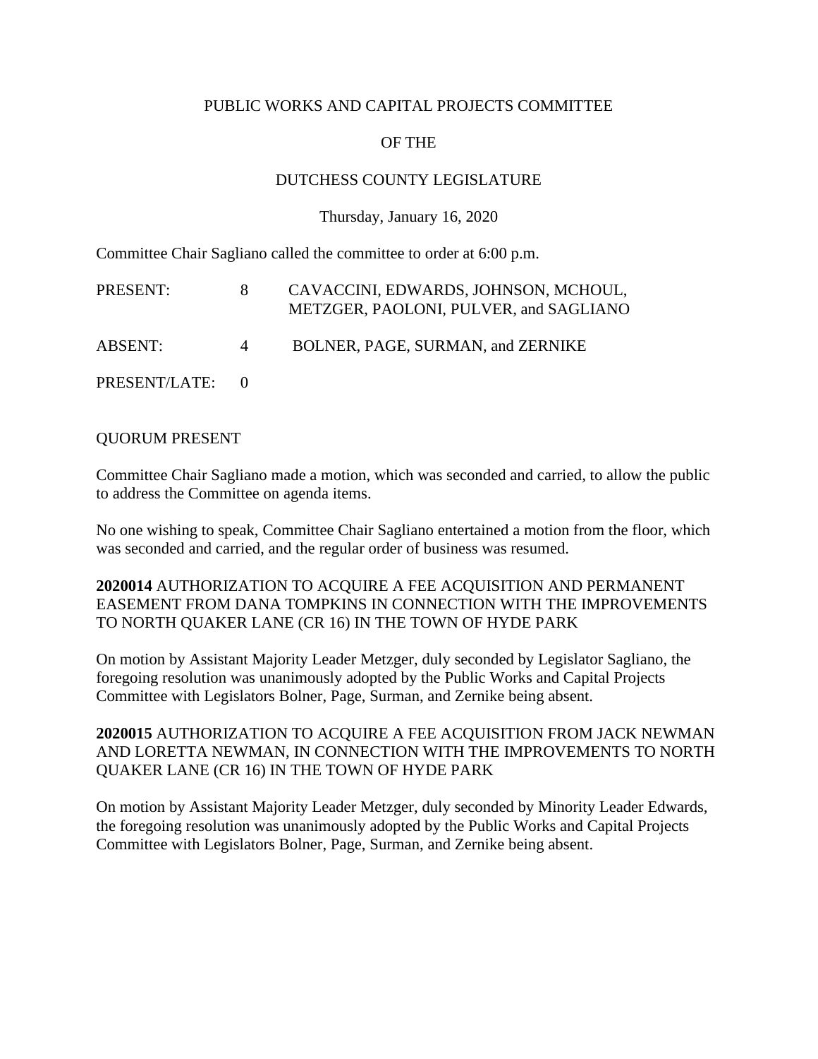PUBLIC WORKS AND CAPITAL PROJECTS COMMITTEE

OF THE

DUTCHESS COUNTY LEGISLATURE

Thursday, January 16, 2020

Committee Chair Sagliano called the committee to order at 6:00 p.m.

| | | |
|---|---|---|
| PRESENT: | 8 | CAVACCINI, EDWARDS, JOHNSON, MCHOUL, METZGER, PAOLONI, PULVER, and SAGLIANO |
| ABSENT: | 4 | BOLNER, PAGE, SURMAN, and ZERNIKE |
| PRESENT/LATE: | 0 | |

QUORUM PRESENT

Committee Chair Sagliano made a motion, which was seconded and carried, to allow the public to address the Committee on agenda items.

No one wishing to speak, Committee Chair Sagliano entertained a motion from the floor, which was seconded and carried, and the regular order of business was resumed.

**2020014** AUTHORIZATION TO ACQUIRE A FEE ACQUISITION AND PERMANENT EASEMENT FROM DANA TOMPKINS IN CONNECTION WITH THE IMPROVEMENTS TO NORTH QUAKER LANE (CR 16) IN THE TOWN OF HYDE PARK

On motion by Assistant Majority Leader Metzger, duly seconded by Legislator Sagliano, the foregoing resolution was unanimously adopted by the Public Works and Capital Projects Committee with Legislators Bolner, Page, Surman, and Zernike being absent.

**2020015** AUTHORIZATION TO ACQUIRE A FEE ACQUISITION FROM JACK NEWMAN AND LORETTA NEWMAN, IN CONNECTION WITH THE IMPROVEMENTS TO NORTH QUAKER LANE (CR 16) IN THE TOWN OF HYDE PARK

On motion by Assistant Majority Leader Metzger, duly seconded by Minority Leader Edwards, the foregoing resolution was unanimously adopted by the Public Works and Capital Projects Committee with Legislators Bolner, Page, Surman, and Zernike being absent.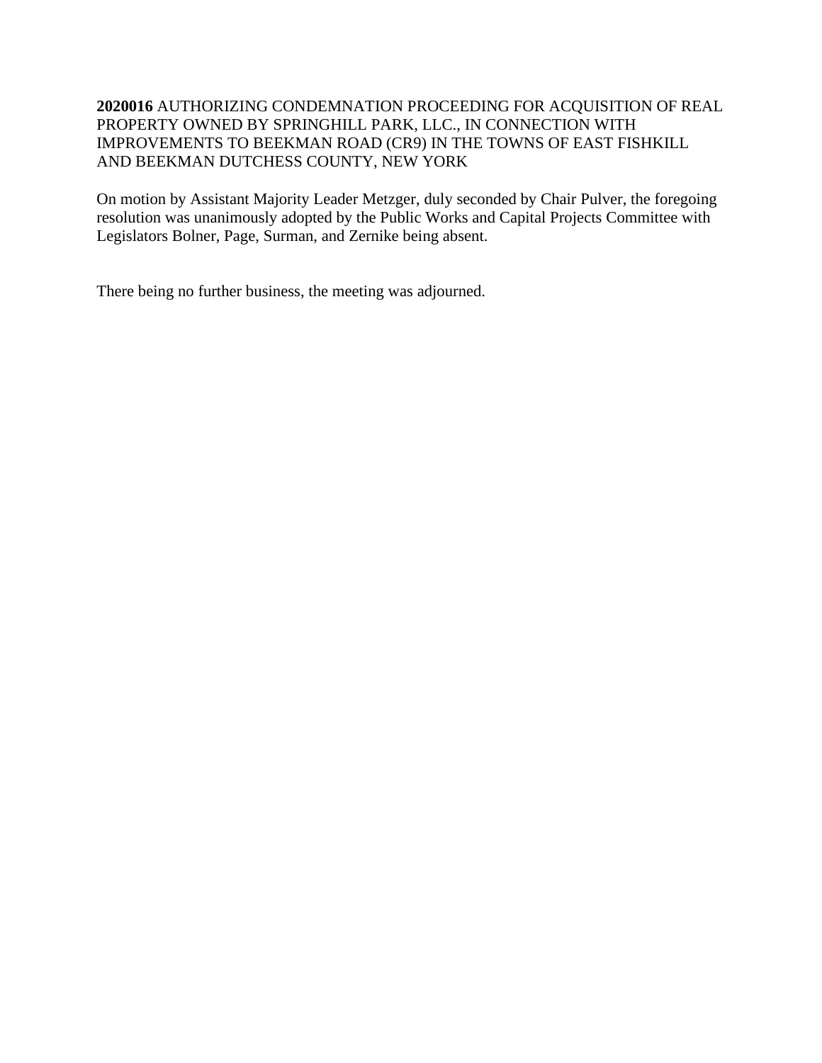**2020016** AUTHORIZING CONDEMNATION PROCEEDING FOR ACQUISITION OF REAL PROPERTY OWNED BY SPRINGHILL PARK, LLC., IN CONNECTION WITH IMPROVEMENTS TO BEEKMAN ROAD (CR9) IN THE TOWNS OF EAST FISHKILL AND BEEKMAN DUTCHESS COUNTY, NEW YORK

On motion by Assistant Majority Leader Metzger, duly seconded by Chair Pulver, the foregoing resolution was unanimously adopted by the Public Works and Capital Projects Committee with Legislators Bolner, Page, Surman, and Zernike being absent.

There being no further business, the meeting was adjourned.